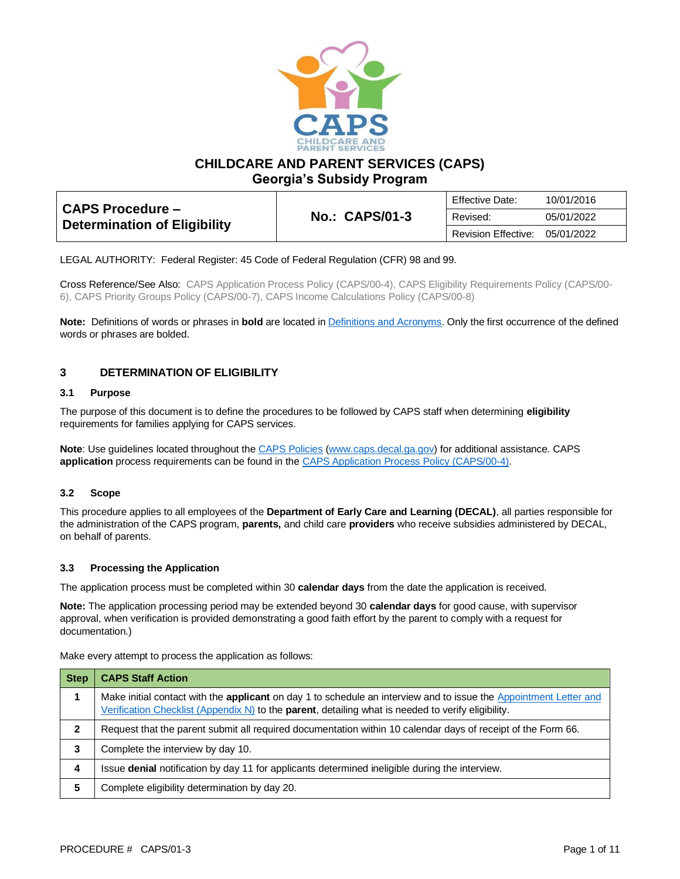# CHILDCARE AND PARENT SERVICES (CAPS)
## Georgia's Subsidy Program

| CAPS Procedure – Determination of Eligibility | No.: CAPS/01-3 | Effective Date: | 10/01/2016 |
|---|---|---|---|
| | | Revised: | 05/01/2022 |
| | | Revision Effective: | 05/01/2022 |

LEGAL AUTHORITY: Federal Register: 45 Code of Federal Regulation (CFR) 98 and 99.

Cross Reference/See Also: CAPS Application Process Policy (CAPS/00-4), CAPS Eligibility Requirements Policy (CAPS/00-6), CAPS Priority Groups Policy (CAPS/00-7), CAPS Income Calculations Policy (CAPS/00-8)

**Note:** Definitions of words or phrases in **bold** are located in Definitions and Acronyms. Only the first occurrence of the defined words or phrases are bolded.

## 3 DETERMINATION OF ELIGIBILITY

### 3.1 Purpose

The purpose of this document is to define the procedures to be followed by CAPS staff when determining **eligibility** requirements for families applying for CAPS services.

**Note**: Use guidelines located throughout the CAPS Policies (www.caps.decal.ga.gov) for additional assistance. CAPS **application** process requirements can be found in the CAPS Application Process Policy (CAPS/00-4).

### 3.2 Scope

This procedure applies to all employees of the **Department of Early Care and Learning (DECAL)**, all parties responsible for the administration of the CAPS program, **parents,** and child care **providers** who receive subsidies administered by DECAL, on behalf of parents.

### 3.3 Processing the Application

The application process must be completed within 30 **calendar days** from the date the application is received.

**Note:** The application processing period may be extended beyond 30 **calendar days** for good cause, with supervisor approval, when verification is provided demonstrating a good faith effort by the parent to comply with a request for documentation.)

Make every attempt to process the application as follows:

| Step | CAPS Staff Action |
|---|---|
| 1 | Make initial contact with the **applicant** on day 1 to schedule an interview and to issue the Appointment Letter and Verification Checklist (Appendix N) to the **parent**, detailing what is needed to verify eligibility. |
| 2 | Request that the parent submit all required documentation within 10 calendar days of receipt of the Form 66. |
| 3 | Complete the interview by day 10. |
| 4 | Issue **denial** notification by day 11 for applicants determined ineligible during the interview. |
| 5 | Complete eligibility determination by day 20. |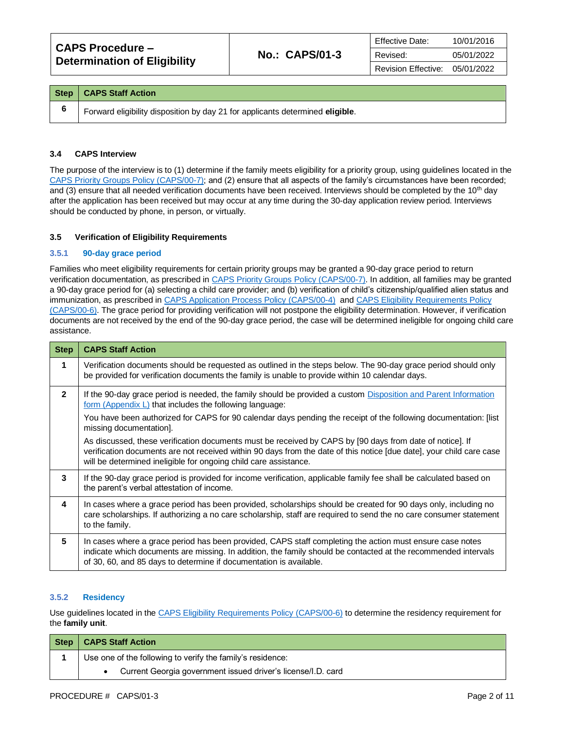| Step | CAPS Staff Action |
|---|---|
| 6 | Forward eligibility disposition by day 21 for applicants determined **eligible**. |

### 3.4 CAPS Interview

The purpose of the interview is to (1) determine if the family meets eligibility for a priority group, using guidelines located in the CAPS Priority Groups Policy (CAPS/00-7); and (2) ensure that all aspects of the family's circumstances have been recorded; and (3) ensure that all needed verification documents have been received. Interviews should be completed by the 10th day after the application has been received but may occur at any time during the 30-day application review period. Interviews should be conducted by phone, in person, or virtually.

### 3.5 Verification of Eligibility Requirements

#### 3.5.1 90-day grace period

Families who meet eligibility requirements for certain priority groups may be granted a 90-day grace period to return verification documentation, as prescribed in CAPS Priority Groups Policy (CAPS/00-7). In addition, all families may be granted a 90-day grace period for (a) selecting a child care provider; and (b) verification of child's citizenship/qualified alien status and immunization, as prescribed in CAPS Application Process Policy (CAPS/00-4) and CAPS Eligibility Requirements Policy (CAPS/00-6). The grace period for providing verification will not postpone the eligibility determination. However, if verification documents are not received by the end of the 90-day grace period, the case will be determined ineligible for ongoing child care assistance.

| Step | CAPS Staff Action |
|---|---|
| 1 | Verification documents should be requested as outlined in the steps below. The 90-day grace period should only be provided for verification documents the family is unable to provide within 10 calendar days. |
| 2 | If the 90-day grace period is needed, the family should be provided a custom Disposition and Parent Information form (Appendix L) that includes the following language:<br>You have been authorized for CAPS for 90 calendar days pending the receipt of the following documentation: [list missing documentation].<br>As discussed, these verification documents must be received by CAPS by [90 days from date of notice]. If verification documents are not received within 90 days from the date of this notice [due date], your child care case will be determined ineligible for ongoing child care assistance. |
| 3 | If the 90-day grace period is provided for income verification, applicable family fee shall be calculated based on the parent's verbal attestation of income. |
| 4 | In cases where a grace period has been provided, scholarships should be created for 90 days only, including no care scholarships. If authorizing a no care scholarship, staff are required to send the no care consumer statement to the family. |
| 5 | In cases where a grace period has been provided, CAPS staff completing the action must ensure case notes indicate which documents are missing. In addition, the family should be contacted at the recommended intervals of 30, 60, and 85 days to determine if documentation is available. |

#### 3.5.2 Residency

Use guidelines located in the CAPS Eligibility Requirements Policy (CAPS/00-6) to determine the residency requirement for the **family unit**.

| Step | CAPS Staff Action |
|---|---|
| 1 | Use one of the following to verify the family's residence:<br>• Current Georgia government issued driver's license/I.D. card |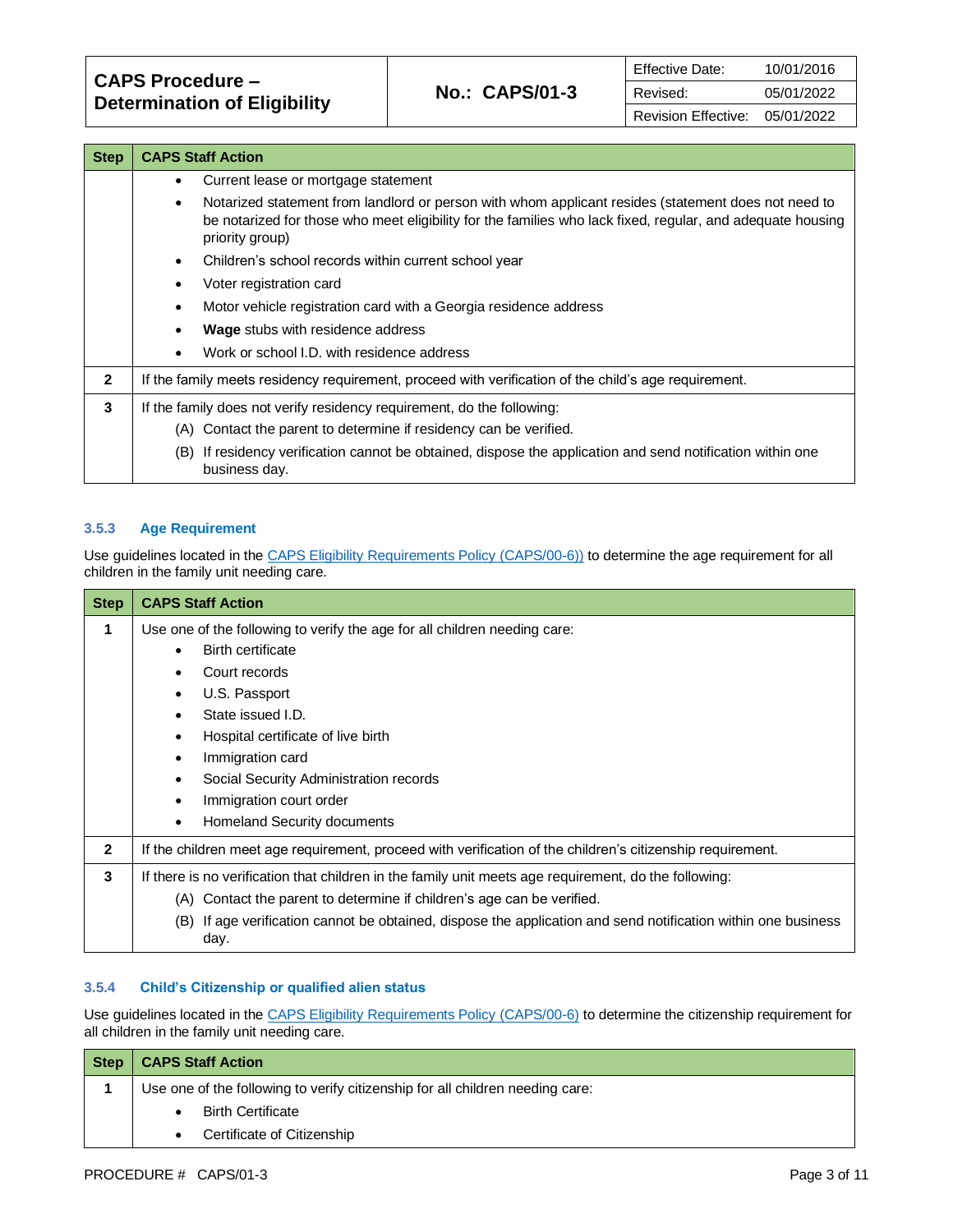| Step | CAPS Staff Action |
|---|---|
| | • Current lease or mortgage statement<br>• Notarized statement from landlord or person with whom applicant resides (statement does not need to be notarized for those who meet eligibility for the families who lack fixed, regular, and adequate housing priority group)<br>• Children's school records within current school year<br>• Voter registration card<br>• Motor vehicle registration card with a Georgia residence address<br>• **Wage** stubs with residence address<br>• Work or school I.D. with residence address |
| **2** | If the family meets residency requirement, proceed with verification of the child's age requirement. |
| **3** | If the family does not verify residency requirement, do the following:<br>(A) Contact the parent to determine if residency can be verified.<br>(B) If residency verification cannot be obtained, dispose the application and send notification within one business day. |

### 3.5.3 Age Requirement

Use guidelines located in the CAPS Eligibility Requirements Policy (CAPS/00-6)) to determine the age requirement for all children in the family unit needing care.

| Step | CAPS Staff Action |
|---|---|
| **1** | Use one of the following to verify the age for all children needing care:<br>• Birth certificate<br>• Court records<br>• U.S. Passport<br>• State issued I.D.<br>• Hospital certificate of live birth<br>• Immigration card<br>• Social Security Administration records<br>• Immigration court order<br>• Homeland Security documents |
| **2** | If the children meet age requirement, proceed with verification of the children's citizenship requirement. |
| **3** | If there is no verification that children in the family unit meets age requirement, do the following:<br>(A) Contact the parent to determine if children's age can be verified.<br>(B) If age verification cannot be obtained, dispose the application and send notification within one business day. |

### 3.5.4 Child's Citizenship or qualified alien status

Use guidelines located in the CAPS Eligibility Requirements Policy (CAPS/00-6) to determine the citizenship requirement for all children in the family unit needing care.

| Step | CAPS Staff Action |
|---|---|
| **1** | Use one of the following to verify citizenship for all children needing care:<br>• Birth Certificate<br>• Certificate of Citizenship |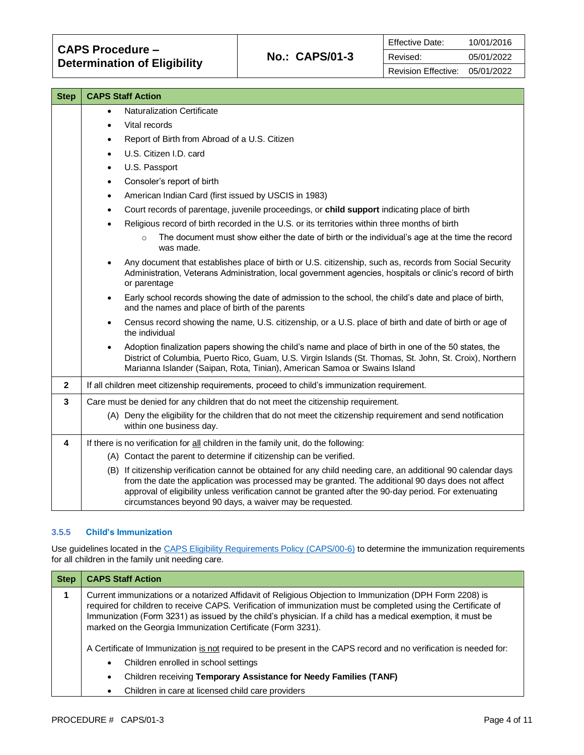| Step | CAPS Staff Action |
|---|---|
| | • Naturalization Certificate<br>• Vital records<br>• Report of Birth from Abroad of a U.S. Citizen<br>• U.S. Citizen I.D. card<br>• U.S. Passport<br>• Consoler's report of birth<br>• American Indian Card (first issued by USCIS in 1983)<br>• Court records of parentage, juvenile proceedings, or **child support** indicating place of birth<br>• Religious record of birth recorded in the U.S. or its territories within three months of birth<br>&nbsp;&nbsp;&nbsp;&nbsp;○ The document must show either the date of birth or the individual's age at the time the record was made.<br>• Any document that establishes place of birth or U.S. citizenship, such as, records from Social Security Administration, Veterans Administration, local government agencies, hospitals or clinic's record of birth or parentage<br>• Early school records showing the date of admission to the school, the child's date and place of birth, and the names and place of birth of the parents<br>• Census record showing the name, U.S. citizenship, or a U.S. place of birth and date of birth or age of the individual<br>• Adoption finalization papers showing the child's name and place of birth in one of the 50 states, the District of Columbia, Puerto Rico, Guam, U.S. Virgin Islands (St. Thomas, St. John, St. Croix), Northern Marianna Islander (Saipan, Rota, Tinian), American Samoa or Swains Island |
| 2 | If all children meet citizenship requirements, proceed to child's immunization requirement. |
| 3 | Care must be denied for any children that do not meet the citizenship requirement.<br>(A) Deny the eligibility for the children that do not meet the citizenship requirement and send notification within one business day. |
| 4 | If there is no verification for all children in the family unit, do the following:<br>(A) Contact the parent to determine if citizenship can be verified.<br>(B) If citizenship verification cannot be obtained for any child needing care, an additional 90 calendar days from the date the application was processed may be granted. The additional 90 days does not affect approval of eligibility unless verification cannot be granted after the 90-day period. For extenuating circumstances beyond 90 days, a waiver may be requested. |

### 3.5.5 Child's Immunization

Use guidelines located in the CAPS Eligibility Requirements Policy (CAPS/00-6) to determine the immunization requirements for all children in the family unit needing care.

| Step | CAPS Staff Action |
|---|---|
| 1 | Current immunizations or a notarized Affidavit of Religious Objection to Immunization (DPH Form 2208) is required for children to receive CAPS. Verification of immunization must be completed using the Certificate of Immunization (Form 3231) as issued by the child's physician. If a child has a medical exemption, it must be marked on the Georgia Immunization Certificate (Form 3231).<br><br>A Certificate of Immunization is not required to be present in the CAPS record and no verification is needed for:<br>• Children enrolled in school settings<br>• Children receiving **Temporary Assistance for Needy Families (TANF)**<br>• Children in care at licensed child care providers |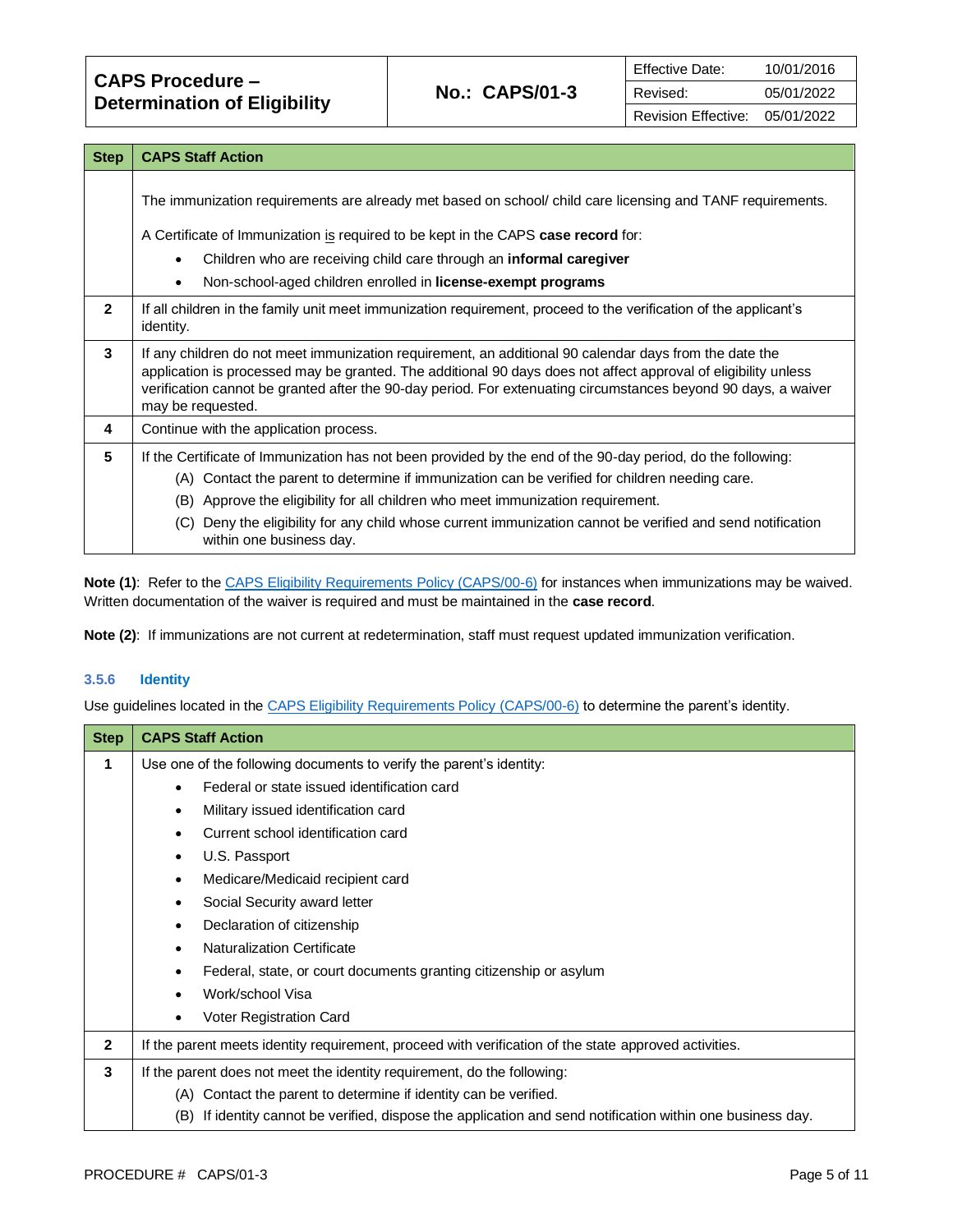| Step | CAPS Staff Action |
|---|---|
| | The immunization requirements are already met based on school/ child care licensing and TANF requirements.<br><br>A Certificate of Immunization is required to be kept in the CAPS **case record** for:<br>• Children who are receiving child care through an **informal caregiver**<br>• Non-school-aged children enrolled in **license-exempt programs** |
| 2 | If all children in the family unit meet immunization requirement, proceed to the verification of the applicant's identity. |
| 3 | If any children do not meet immunization requirement, an additional 90 calendar days from the date the application is processed may be granted. The additional 90 days does not affect approval of eligibility unless verification cannot be granted after the 90-day period. For extenuating circumstances beyond 90 days, a waiver may be requested. |
| 4 | Continue with the application process. |
| 5 | If the Certificate of Immunization has not been provided by the end of the 90-day period, do the following:<br>(A) Contact the parent to determine if immunization can be verified for children needing care.<br>(B) Approve the eligibility for all children who meet immunization requirement.<br>(C) Deny the eligibility for any child whose current immunization cannot be verified and send notification within one business day. |

**Note (1)**: Refer to the CAPS Eligibility Requirements Policy (CAPS/00-6) for instances when immunizations may be waived. Written documentation of the waiver is required and must be maintained in the **case record**.

**Note (2)**: If immunizations are not current at redetermination, staff must request updated immunization verification.

### 3.5.6 Identity

Use guidelines located in the CAPS Eligibility Requirements Policy (CAPS/00-6) to determine the parent's identity.

| Step | CAPS Staff Action |
|---|---|
| 1 | Use one of the following documents to verify the parent's identity:<br>• Federal or state issued identification card<br>• Military issued identification card<br>• Current school identification card<br>• U.S. Passport<br>• Medicare/Medicaid recipient card<br>• Social Security award letter<br>• Declaration of citizenship<br>• Naturalization Certificate<br>• Federal, state, or court documents granting citizenship or asylum<br>• Work/school Visa<br>• Voter Registration Card |
| 2 | If the parent meets identity requirement, proceed with verification of the state approved activities. |
| 3 | If the parent does not meet the identity requirement, do the following:<br>(A) Contact the parent to determine if identity can be verified.<br>(B) If identity cannot be verified, dispose the application and send notification within one business day. |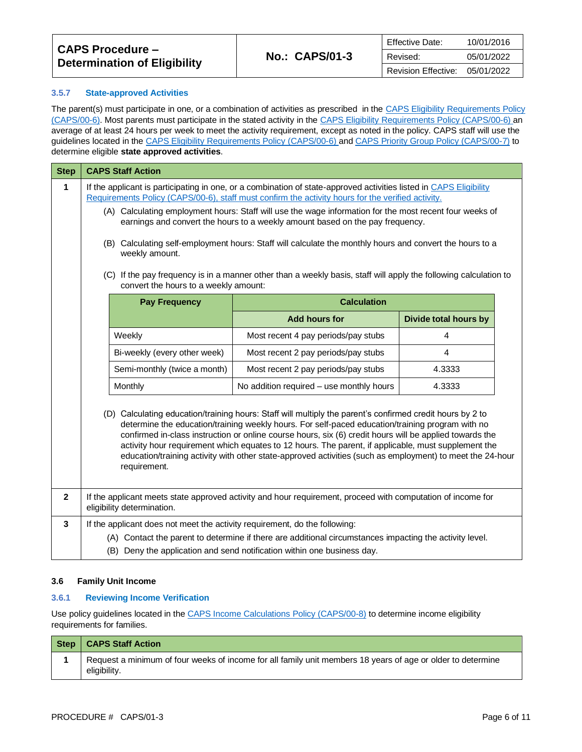### 3.5.7 State-approved Activities

The parent(s) must participate in one, or a combination of activities as prescribed in the CAPS Eligibility Requirements Policy (CAPS/00-6). Most parents must participate in the stated activity in the CAPS Eligibility Requirements Policy (CAPS/00-6) an average of at least 24 hours per week to meet the activity requirement, except as noted in the policy. CAPS staff will use the guidelines located in the CAPS Eligibility Requirements Policy (CAPS/00-6) and CAPS Priority Group Policy (CAPS/00-7) to determine eligible **state approved activities**.

| Step | CAPS Staff Action |
|---|---|
| 1 | If the applicant is participating in one, or a combination of state-approved activities listed in CAPS Eligibility Requirements Policy (CAPS/00-6), staff must confirm the activity hours for the verified activity.<br>(A) Calculating employment hours: Staff will use the wage information for the most recent four weeks of earnings and convert the hours to a weekly amount based on the pay frequency.<br>(B) Calculating self-employment hours: Staff will calculate the monthly hours and convert the hours to a weekly amount.<br>(C) If the pay frequency is in a manner other than a weekly basis, staff will apply the following calculation to convert the hours to a weekly amount: (see table below)<br>(D) Calculating education/training hours: Staff will multiply the parent's confirmed credit hours by 2 to determine the education/training weekly hours. For self-paced education/training program with no confirmed in-class instruction or online course hours, six (6) credit hours will be applied towards the activity hour requirement which equates to 12 hours. The parent, if applicable, must supplement the education/training activity with other state-approved activities (such as employment) to meet the 24-hour requirement. |
| 2 | If the applicant meets state approved activity and hour requirement, proceed with computation of income for eligibility determination. |
| 3 | If the applicant does not meet the activity requirement, do the following:<br>(A) Contact the parent to determine if there are additional circumstances impacting the activity level.<br>(B) Deny the application and send notification within one business day. |

| Pay Frequency | Calculation | |
|---|---|---|
| | Add hours for | Divide total hours by |
| Weekly | Most recent 4 pay periods/pay stubs | 4 |
| Bi-weekly (every other week) | Most recent 2 pay periods/pay stubs | 4 |
| Semi-monthly (twice a month) | Most recent 2 pay periods/pay stubs | 4.3333 |
| Monthly | No addition required – use monthly hours | 4.3333 |

## 3.6 Family Unit Income

### 3.6.1 Reviewing Income Verification

Use policy guidelines located in the CAPS Income Calculations Policy (CAPS/00-8) to determine income eligibility requirements for families.

| Step | CAPS Staff Action |
|---|---|
| 1 | Request a minimum of four weeks of income for all family unit members 18 years of age or older to determine eligibility. |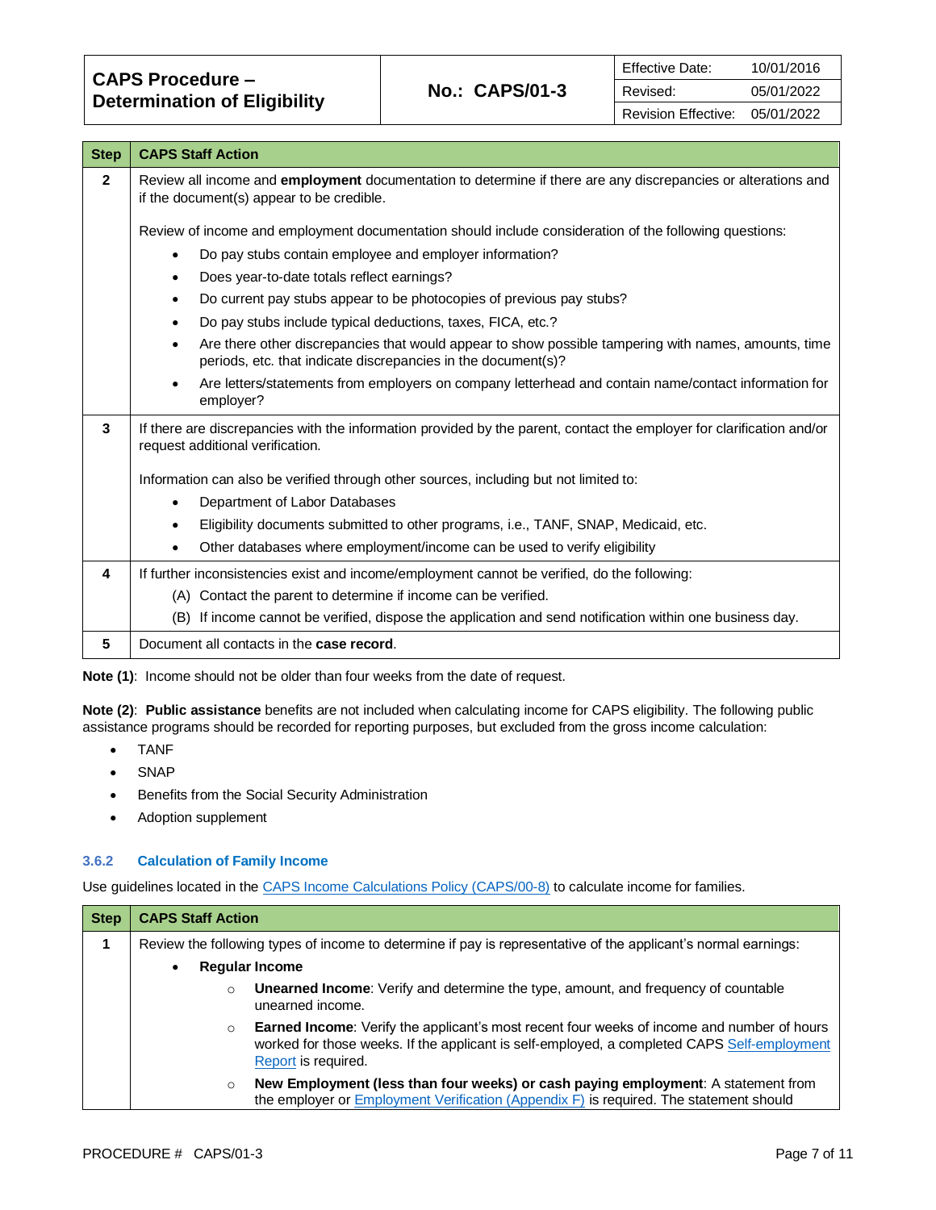| Step | CAPS Staff Action |
|---|---|
| 2 | Review all income and **employment** documentation to determine if there are any discrepancies or alterations and if the document(s) appear to be credible.<br><br>Review of income and employment documentation should include consideration of the following questions:<br>• Do pay stubs contain employee and employer information?<br>• Does year-to-date totals reflect earnings?<br>• Do current pay stubs appear to be photocopies of previous pay stubs?<br>• Do pay stubs include typical deductions, taxes, FICA, etc.?<br>• Are there other discrepancies that would appear to show possible tampering with names, amounts, time periods, etc. that indicate discrepancies in the document(s)?<br>• Are letters/statements from employers on company letterhead and contain name/contact information for employer? |
| 3 | If there are discrepancies with the information provided by the parent, contact the employer for clarification and/or request additional verification.<br><br>Information can also be verified through other sources, including but not limited to:<br>• Department of Labor Databases<br>• Eligibility documents submitted to other programs, i.e., TANF, SNAP, Medicaid, etc.<br>• Other databases where employment/income can be used to verify eligibility |
| 4 | If further inconsistencies exist and income/employment cannot be verified, do the following:<br>(A) Contact the parent to determine if income can be verified.<br>(B) If income cannot be verified, dispose the application and send notification within one business day. |
| 5 | Document all contacts in the **case record**. |

**Note (1)**: Income should not be older than four weeks from the date of request.

**Note (2)**: **Public assistance** benefits are not included when calculating income for CAPS eligibility. The following public assistance programs should be recorded for reporting purposes, but excluded from the gross income calculation:

- TANF
- SNAP
- Benefits from the Social Security Administration
- Adoption supplement

### 3.6.2 Calculation of Family Income

Use guidelines located in the CAPS Income Calculations Policy (CAPS/00-8) to calculate income for families.

| Step | CAPS Staff Action |
|---|---|
| 1 | Review the following types of income to determine if pay is representative of the applicant's normal earnings:<br>• **Regular Income**<br>  ○ **Unearned Income**: Verify and determine the type, amount, and frequency of countable unearned income.<br>  ○ **Earned Income**: Verify the applicant's most recent four weeks of income and number of hours worked for those weeks. If the applicant is self-employed, a completed CAPS Self-employment Report is required.<br>  ○ **New Employment (less than four weeks) or cash paying employment**: A statement from the employer or Employment Verification (Appendix F) is required. The statement should |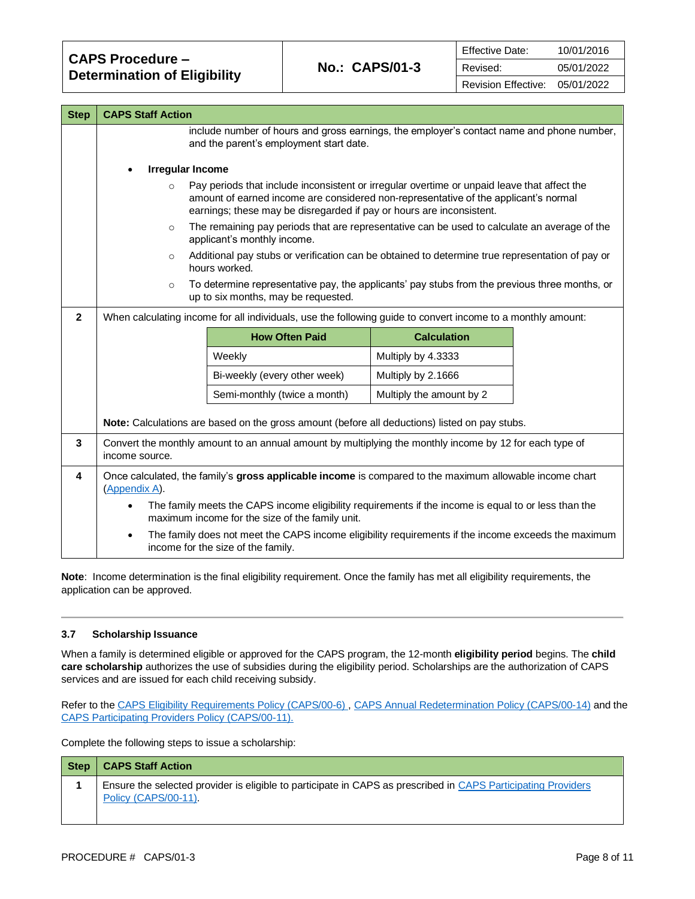| Step | CAPS Staff Action |
|---|---|
| | include number of hours and gross earnings, the employer's contact name and phone number, and the parent's employment start date.<br><br>• **Irregular Income**<br>  ○ Pay periods that include inconsistent or irregular overtime or unpaid leave that affect the amount of earned income are considered non-representative of the applicant's normal earnings; these may be disregarded if pay or hours are inconsistent.<br>  ○ The remaining pay periods that are representative can be used to calculate an average of the applicant's monthly income.<br>  ○ Additional pay stubs or verification can be obtained to determine true representation of pay or hours worked.<br>  ○ To determine representative pay, the applicants' pay stubs from the previous three months, or up to six months, may be requested. |
| **2** | When calculating income for all individuals, use the following guide to convert income to a monthly amount:<br><br>**How Often Paid** — **Calculation**<br>Weekly — Multiply by 4.3333<br>Bi-weekly (every other week) — Multiply by 2.1666<br>Semi-monthly (twice a month) — Multiply the amount by 2<br><br>**Note:** Calculations are based on the gross amount (before all deductions) listed on pay stubs. |
| **3** | Convert the monthly amount to an annual amount by multiplying the monthly income by 12 for each type of income source. |
| **4** | Once calculated, the family's **gross applicable income** is compared to the maximum allowable income chart (Appendix A).<br>• The family meets the CAPS income eligibility requirements if the income is equal to or less than the maximum income for the size of the family unit.<br>• The family does not meet the CAPS income eligibility requirements if the income exceeds the maximum income for the size of the family. |

**Note**: Income determination is the final eligibility requirement. Once the family has met all eligibility requirements, the application can be approved.

### 3.7 Scholarship Issuance

When a family is determined eligible or approved for the CAPS program, the 12-month **eligibility period** begins. The **child care scholarship** authorizes the use of subsidies during the eligibility period. Scholarships are the authorization of CAPS services and are issued for each child receiving subsidy.

Refer to the CAPS Eligibility Requirements Policy (CAPS/00-6) , CAPS Annual Redetermination Policy (CAPS/00-14) and the CAPS Participating Providers Policy (CAPS/00-11).

Complete the following steps to issue a scholarship:

| Step | CAPS Staff Action |
|---|---|
| **1** | Ensure the selected provider is eligible to participate in CAPS as prescribed in CAPS Participating Providers Policy (CAPS/00-11). |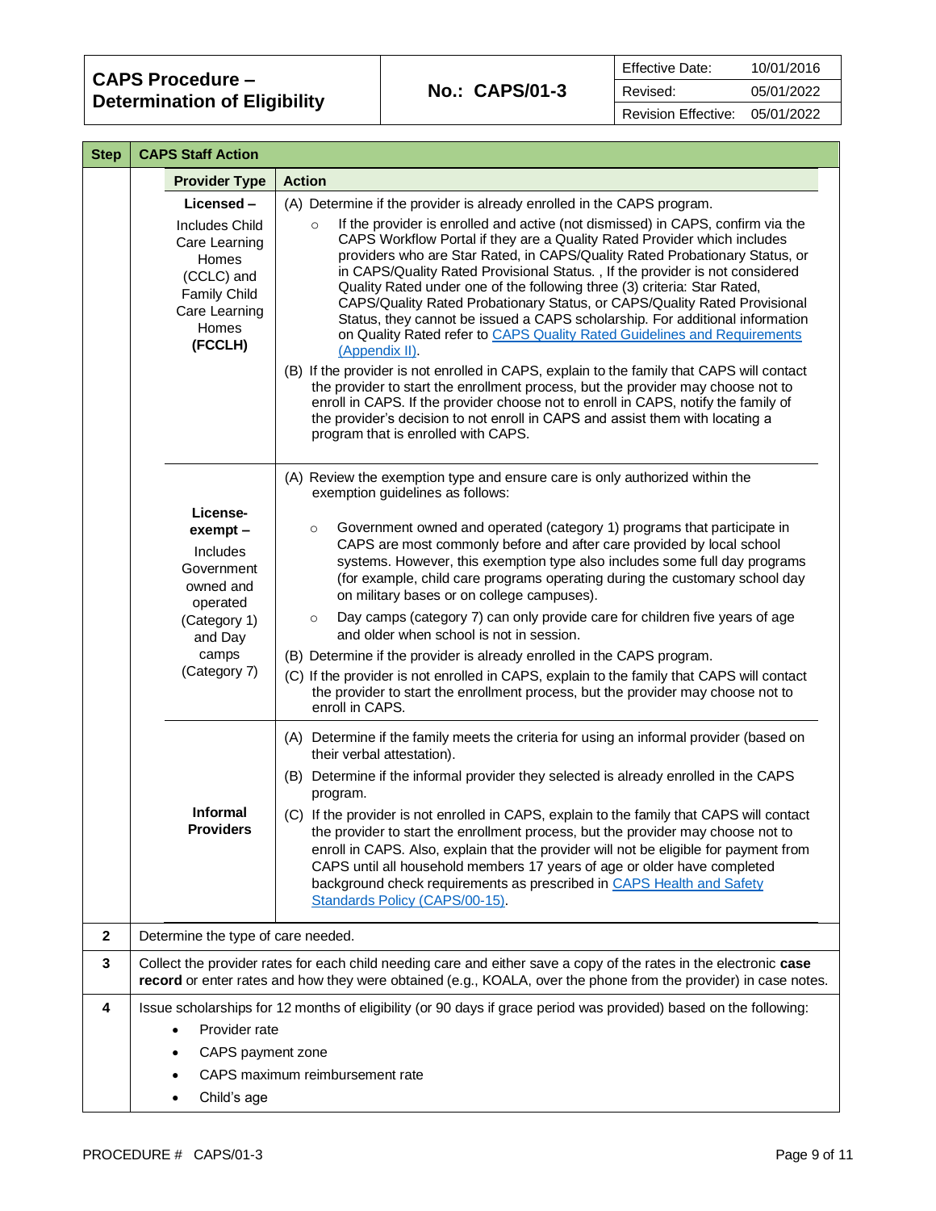| Step | CAPS Staff Action | |
|---|---|---|
| | **Provider Type** | **Action** |
| | **Licensed –** Includes Child Care Learning Homes (CCLC) and Family Child Care Learning Homes **(FCCLH)** | (A) Determine if the provider is already enrolled in the CAPS program.<br>○ If the provider is enrolled and active (not dismissed) in CAPS, confirm via the CAPS Workflow Portal if they are a Quality Rated Provider which includes providers who are Star Rated, in CAPS/Quality Rated Probationary Status, or in CAPS/Quality Rated Provisional Status. , If the provider is not considered Quality Rated under one of the following three (3) criteria: Star Rated, CAPS/Quality Rated Probationary Status, or CAPS/Quality Rated Provisional Status, they cannot be issued a CAPS scholarship. For additional information on Quality Rated refer to CAPS Quality Rated Guidelines and Requirements (Appendix II).<br>(B) If the provider is not enrolled in CAPS, explain to the family that CAPS will contact the provider to start the enrollment process, but the provider may choose not to enroll in CAPS. If the provider choose not to enroll in CAPS, notify the family of the provider's decision to not enroll in CAPS and assist them with locating a program that is enrolled with CAPS. |
| | **License-exempt –** Includes Government owned and operated (Category 1) and Day camps (Category 7) | (A) Review the exemption type and ensure care is only authorized within the exemption guidelines as follows:<br>○ Government owned and operated (category 1) programs that participate in CAPS are most commonly before and after care provided by local school systems. However, this exemption type also includes some full day programs (for example, child care programs operating during the customary school day on military bases or on college campuses).<br>○ Day camps (category 7) can only provide care for children five years of age and older when school is not in session.<br>(B) Determine if the provider is already enrolled in the CAPS program.<br>(C) If the provider is not enrolled in CAPS, explain to the family that CAPS will contact the provider to start the enrollment process, but the provider may choose not to enroll in CAPS. |
| | **Informal Providers** | (A) Determine if the family meets the criteria for using an informal provider (based on their verbal attestation).<br>(B) Determine if the informal provider they selected is already enrolled in the CAPS program.<br>(C) If the provider is not enrolled in CAPS, explain to the family that CAPS will contact the provider to start the enrollment process, but the provider may choose not to enroll in CAPS. Also, explain that the provider will not be eligible for payment from CAPS until all household members 17 years of age or older have completed background check requirements as prescribed in CAPS Health and Safety Standards Policy (CAPS/00-15). |
| **2** | Determine the type of care needed. | |
| **3** | Collect the provider rates for each child needing care and either save a copy of the rates in the electronic **case record** or enter rates and how they were obtained (e.g., KOALA, over the phone from the provider) in case notes. | |
| **4** | Issue scholarships for 12 months of eligibility (or 90 days if grace period was provided) based on the following:<br>• Provider rate<br>• CAPS payment zone<br>• CAPS maximum reimbursement rate<br>• Child's age | |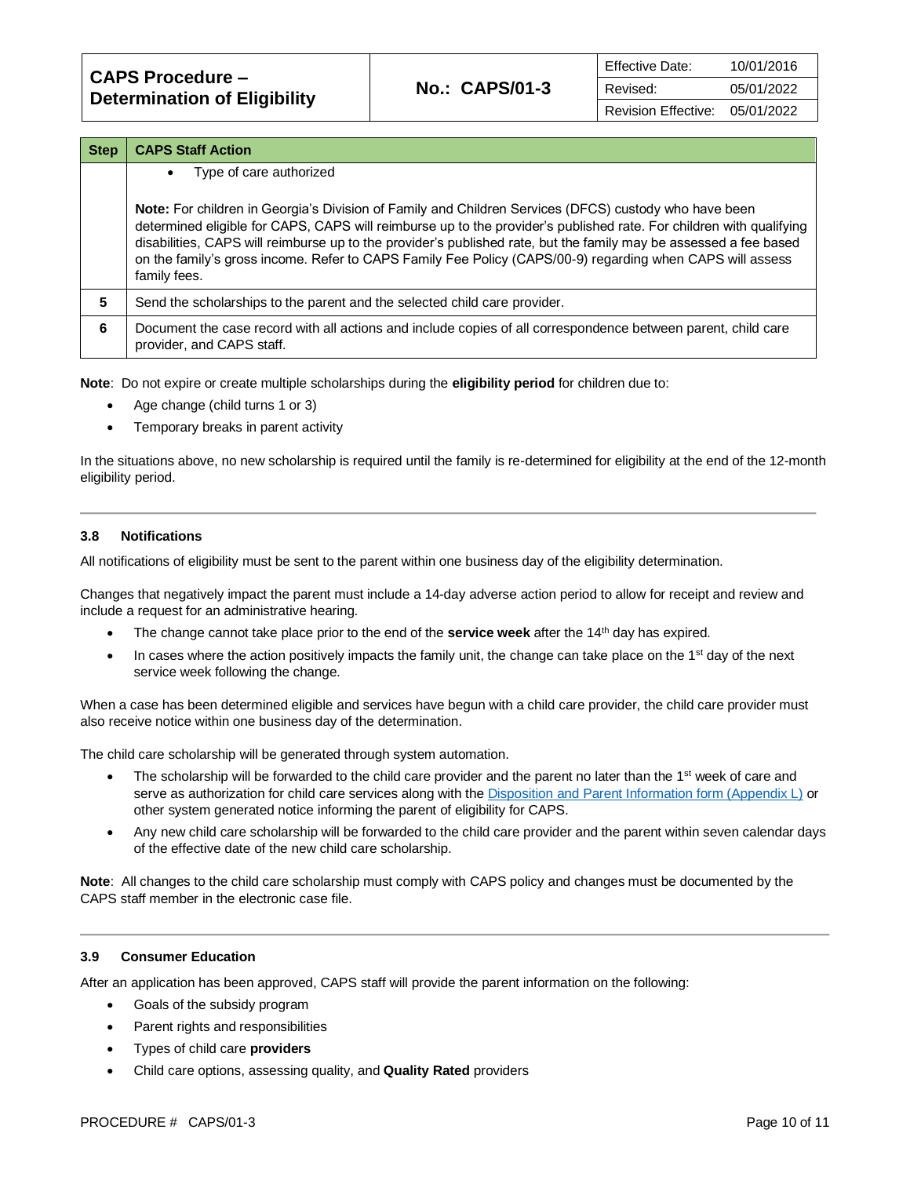| Step | CAPS Staff Action |
|---|---|
| | • Type of care authorized<br><br>**Note:** For children in Georgia's Division of Family and Children Services (DFCS) custody who have been determined eligible for CAPS, CAPS will reimburse up to the provider's published rate. For children with qualifying disabilities, CAPS will reimburse up to the provider's published rate, but the family may be assessed a fee based on the family's gross income. Refer to CAPS Family Fee Policy (CAPS/00-9) regarding when CAPS will assess family fees. |
| 5 | Send the scholarships to the parent and the selected child care provider. |
| 6 | Document the case record with all actions and include copies of all correspondence between parent, child care provider, and CAPS staff. |

**Note**: Do not expire or create multiple scholarships during the **eligibility period** for children due to:

- Age change (child turns 1 or 3)
- Temporary breaks in parent activity

In the situations above, no new scholarship is required until the family is re-determined for eligibility at the end of the 12-month eligibility period.

---

### 3.8 Notifications

All notifications of eligibility must be sent to the parent within one business day of the eligibility determination.

Changes that negatively impact the parent must include a 14-day adverse action period to allow for receipt and review and include a request for an administrative hearing.

- The change cannot take place prior to the end of the **service week** after the 14th day has expired.
- In cases where the action positively impacts the family unit, the change can take place on the 1st day of the next service week following the change.

When a case has been determined eligible and services have begun with a child care provider, the child care provider must also receive notice within one business day of the determination.

The child care scholarship will be generated through system automation.

- The scholarship will be forwarded to the child care provider and the parent no later than the 1st week of care and serve as authorization for child care services along with the Disposition and Parent Information form (Appendix L) or other system generated notice informing the parent of eligibility for CAPS.
- Any new child care scholarship will be forwarded to the child care provider and the parent within seven calendar days of the effective date of the new child care scholarship.

**Note**: All changes to the child care scholarship must comply with CAPS policy and changes must be documented by the CAPS staff member in the electronic case file.

---

### 3.9 Consumer Education

After an application has been approved, CAPS staff will provide the parent information on the following:

- Goals of the subsidy program
- Parent rights and responsibilities
- Types of child care **providers**
- Child care options, assessing quality, and **Quality Rated** providers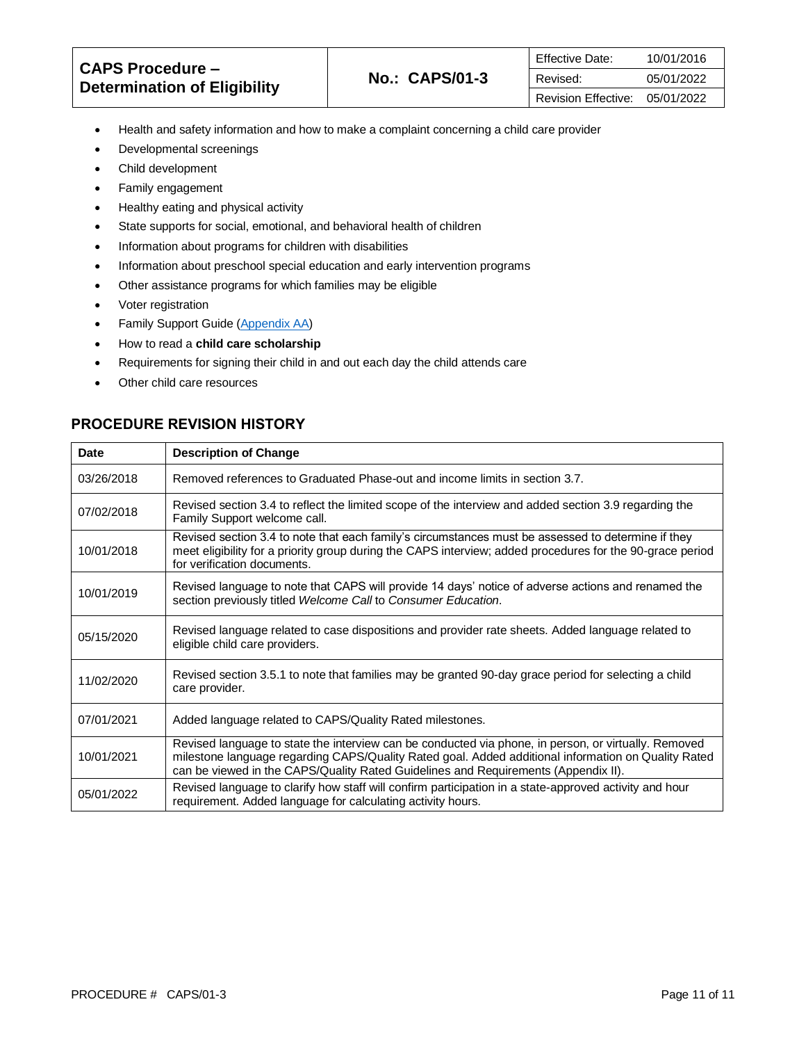- Health and safety information and how to make a complaint concerning a child care provider
- Developmental screenings
- Child development
- Family engagement
- Healthy eating and physical activity
- State supports for social, emotional, and behavioral health of children
- Information about programs for children with disabilities
- Information about preschool special education and early intervention programs
- Other assistance programs for which families may be eligible
- Voter registration
- Family Support Guide (Appendix AA)
- How to read a **child care scholarship**
- Requirements for signing their child in and out each day the child attends care
- Other child care resources

## PROCEDURE REVISION HISTORY

| Date | Description of Change |
|---|---|
| 03/26/2018 | Removed references to Graduated Phase-out and income limits in section 3.7. |
| 07/02/2018 | Revised section 3.4 to reflect the limited scope of the interview and added section 3.9 regarding the Family Support welcome call. |
| 10/01/2018 | Revised section 3.4 to note that each family's circumstances must be assessed to determine if they meet eligibility for a priority group during the CAPS interview; added procedures for the 90-grace period for verification documents. |
| 10/01/2019 | Revised language to note that CAPS will provide 14 days' notice of adverse actions and renamed the section previously titled *Welcome Call* to *Consumer Education*. |
| 05/15/2020 | Revised language related to case dispositions and provider rate sheets. Added language related to eligible child care providers. |
| 11/02/2020 | Revised section 3.5.1 to note that families may be granted 90-day grace period for selecting a child care provider. |
| 07/01/2021 | Added language related to CAPS/Quality Rated milestones. |
| 10/01/2021 | Revised language to state the interview can be conducted via phone, in person, or virtually. Removed milestone language regarding CAPS/Quality Rated goal. Added additional information on Quality Rated can be viewed in the CAPS/Quality Rated Guidelines and Requirements (Appendix II). |
| 05/01/2022 | Revised language to clarify how staff will confirm participation in a state-approved activity and hour requirement. Added language for calculating activity hours. |